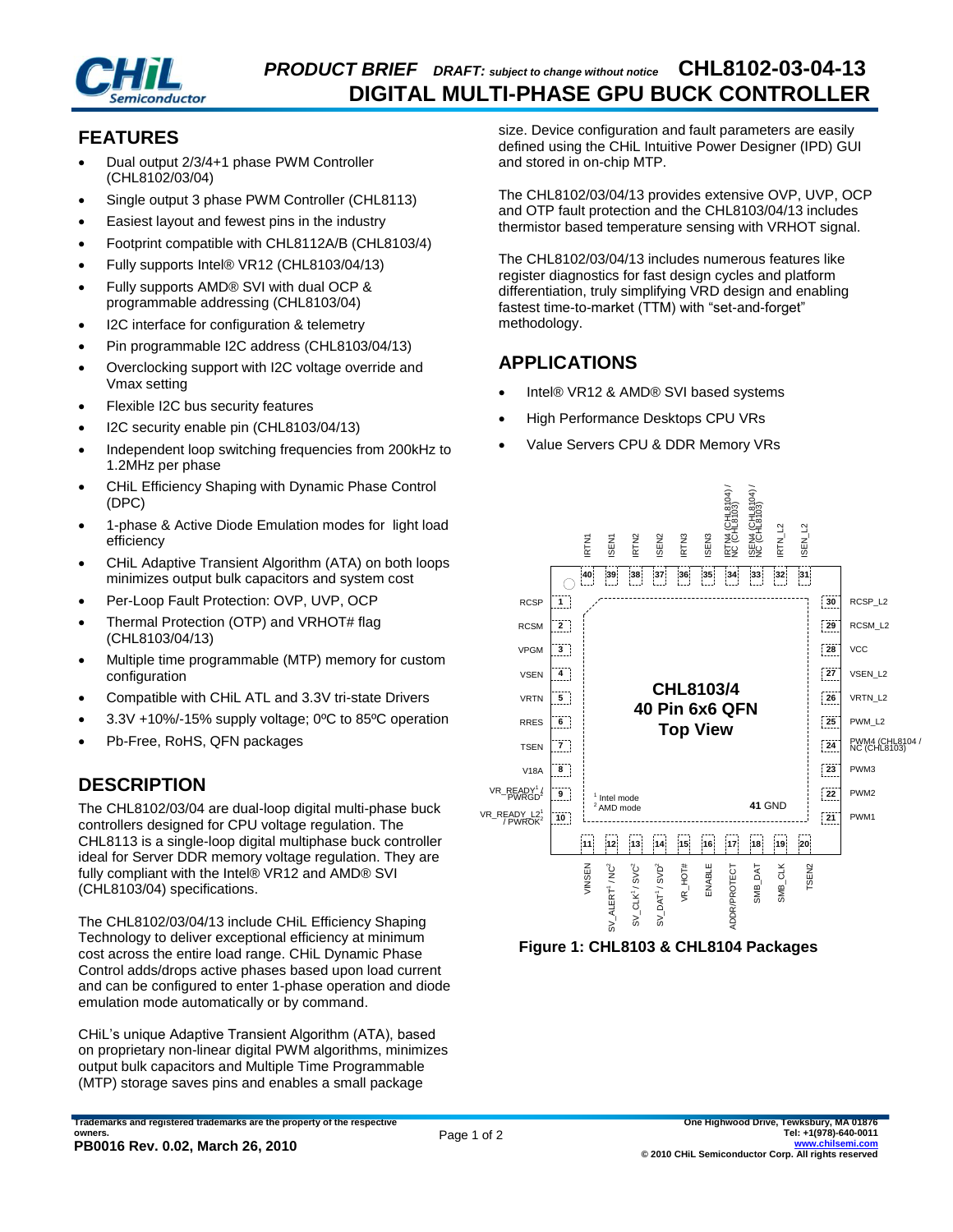# PRODUCT BRIEF *DRAFT: subject to change without notice* CHL8102-03-04-13

# DIGITAL MULTI-PHASE GPU BUCK CONTROLLER

## FEATURES

- Dual output 2/3/4+1 phase PWM Controller (CHL8102/03/04)
- Single output 3 phase PWM Controller (CHL8113)
- Easiest layout and fewest pins in the industry
- Footprint compatible with CHL8112A/B (CHL8103/4)
- Fully supports Intel® VR12 (CHL8103/04/13)
- Fully supports AMD® SVI with dual OCP & programmable addressing (CHL8103/04)
- I2C interface for configuration & telemetry
- Pin programmable I2C address (CHL8103/04/13)
- Overclocking support with I2C voltage override and Vmax setting
- Flexible I2C bus security features
- I2C security enable pin (CHL8103/04/13)
- Independent loop switching frequencies from 200kHz to 1.2MHz per phase
- CHiL Efficiency Shaping with Dynamic Phase Control (DPC)
- 1-phase & Active Diode Emulation modes for light load efficiency
- CHiL Adaptive Transient Algorithm (ATA) on both loops minimizes output bulk capacitors and system cost
- Per-Loop Fault Protection: OVP, UVP, OCP
- Thermal Protection (OTP) and VRHOT# flag (CHL8103/04/13)
- Multiple time programmable (MTP) memory for custom configuration
- Compatible with CHiL ATL and 3.3V tri-state Drivers
- 3.3V +10%/-15% supply voltage; 0ºC to 85ºC operation
- Pb-Free, RoHS, QFN packages

## DESCRIPTION

The CHL8102/03/04 are dual-loop digital multi-phase buck controllers designed for CPU voltage regulation. The CHL8113 is a single-loop digital multiphase buck controller ideal for Server DDR memory voltage regulation. They are fully compliant with the Intel® VR12 and AMD® SVI (CHL8103/04) specifications.

The CHL8102/03/04/13 include CHiL Efficiency Shaping Technology to deliver exceptional efficiency at minimum cost across the entire load range. CHiL Dynamic Phase Control adds/drops active phases based upon load current and can be configured to enter 1-phase operation and diode emulation mode automatically or by command.

CHiL's unique Adaptive Transient Algorithm (ATA), based on proprietary non-linear digital PWM algorithms, minimizes output bulk capacitors and Multiple Time Programmable (MTP) storage saves pins and enables a small package size. Device configuration and fault parameters are easily defined using the CHiL Intuitive Power Designer (IPD) GUI and stored in on-chip MTP.

The CHL8102/03/04/13 provides extensive OVP, UVP, OCP and OTP fault protection and the CHL8103/04/13 includes thermistor based temperature sensing with VRHOT signal.

The CHL8102/03/04/13 includes numerous features like register diagnostics for fast design cycles and platform differentiation, truly simplifying VRD design and enabling fastest time-to-market (TTM) with "set-and-forget" methodology.

## APPLICATIONS

- Intel® VR12 & AMD® SVI based systems
- High Performance Desktops CPU VRs
- Value Servers CPU & DDR Memory VRs

CHL8103/4 40 Pin 6x6 QFN Top View

| Pin | Name | Pin | Name |
|---|---|---|---|
| 1 | RCSP | 21 | PWM1 |
| 2 | RCSM | 22 | PWM2 |
| 3 | VPGM | 23 | PWM3 |
| 4 | VSEN | 24 | PWM4 (CHL8104) / NC (CHL8103) |
| 5 | VRTN | 25 | PWM_L2 |
| 6 | RRES | 26 | VRTN_L2 |
| 7 | TSEN | 27 | VSEN_L2 |
| 8 | V18A | 28 | VCC |
| 9 | VR_READY[1] / PWRGD[2] | 29 | RCSM_L2 |
| 10 | VR_READY_L2[1] / PWROK[2] | 30 | RCSP_L2 |
| 11 | VINSEN | 31 | ISEN_L2 |
| 12 | SV_ALERT[1] / NC[2] | 32 | IRTN_L2 |
| 13 | SV_CLK[1] / SVC[2] | 33 | ISEN4 (CHL8104) / NC (CHL8103) |
| 14 | SV_DAT[1] / SVD[2] | 34 | IRTN4 (CHL8104) / NC (CHL8103) |
| 15 | VR_HOT# | 35 | ISEN3 |
| 16 | ENABLE | 36 | IRTN3 |
| 17 | ADDR/PROTECT | 37 | ISEN2 |
| 18 | SMB_DAT | 38 | IRTN2 |
| 19 | SMB_CLK | 39 | ISEN1 |
| 20 | TSEN2 | 40 | IRTN1 |
| 41 | GND | | |

[1] Intel mode
[2] AMD mode

**Figure 1: CHL8103 & CHL8104 Packages**

Trademarks and registered trademarks are the property of the respective owners.

PB0016 Rev. 0.02, March 26, 2010

One Highwood Drive, Tewksbury, MA 01876
Tel: +1(978)-640-0011
www.chilsemi.com
© 2010 CHiL Semiconductor Corp. All rights reserved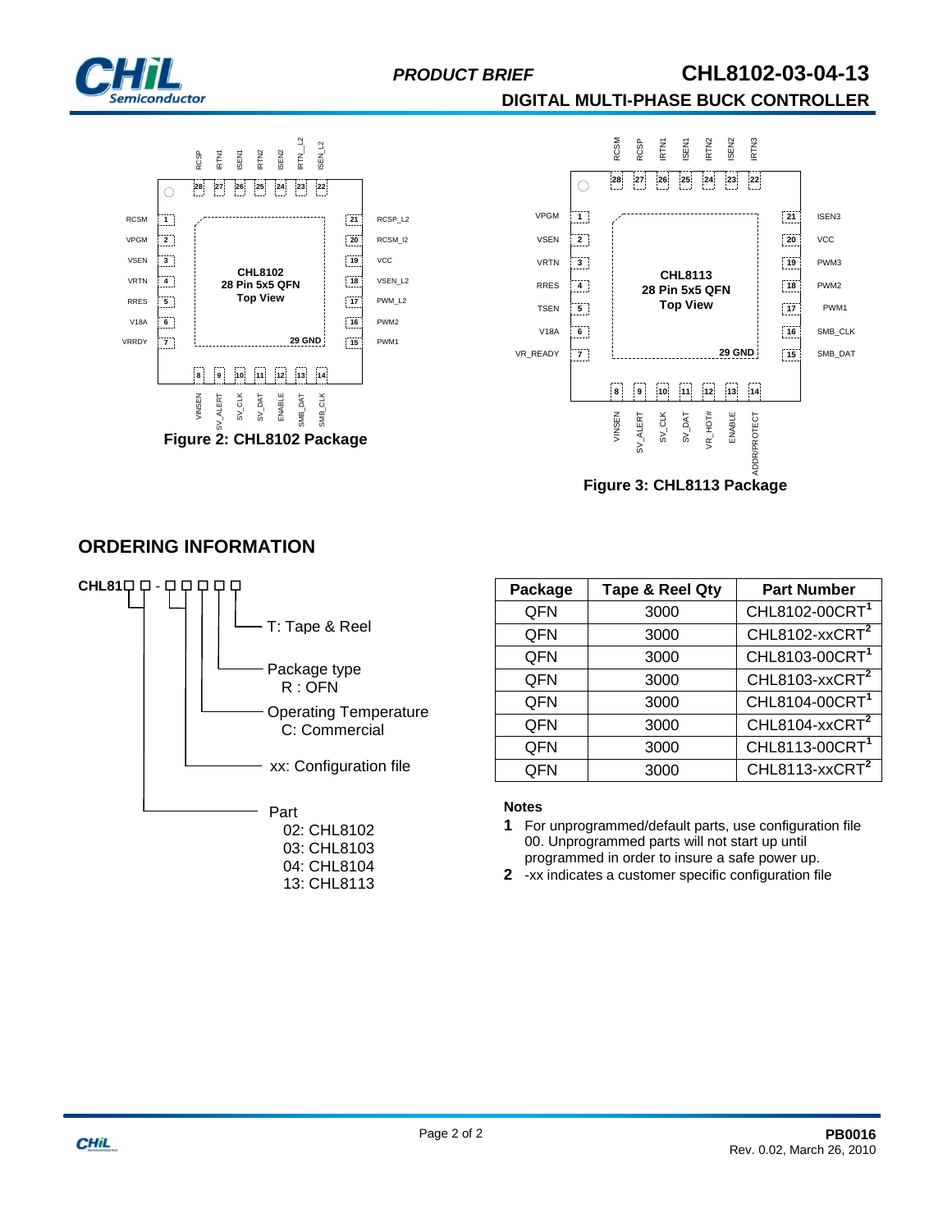Figure 2: CHL8102 Package

Figure 3: CHL8113 Package

## ORDERING INFORMATION

CHL81□ □ - □ □ □ □ □

- T: Tape & Reel
- Package type
  R : OFN
- Operating Temperature
  C: Commercial
- xx: Configuration file
- Part
  02: CHL8102
  03: CHL8103
  04: CHL8104
  13: CHL8113

| Package | Tape & Reel Qty | Part Number |
|---|---|---|
| QFN | 3000 | CHL8102-00CRT[1] |
| QFN | 3000 | CHL8102-xxCRT[2] |
| QFN | 3000 | CHL8103-00CRT[1] |
| QFN | 3000 | CHL8103-xxCRT[2] |
| QFN | 3000 | CHL8104-00CRT[1] |
| QFN | 3000 | CHL8104-xxCRT[2] |
| QFN | 3000 | CHL8113-00CRT[1] |
| QFN | 3000 | CHL8113-xxCRT[2] |

**Notes**

1. For unprogrammed/default parts, use configuration file 00. Unprogrammed parts will not start up until programmed in order to insure a safe power up.
2. -xx indicates a customer specific configuration file